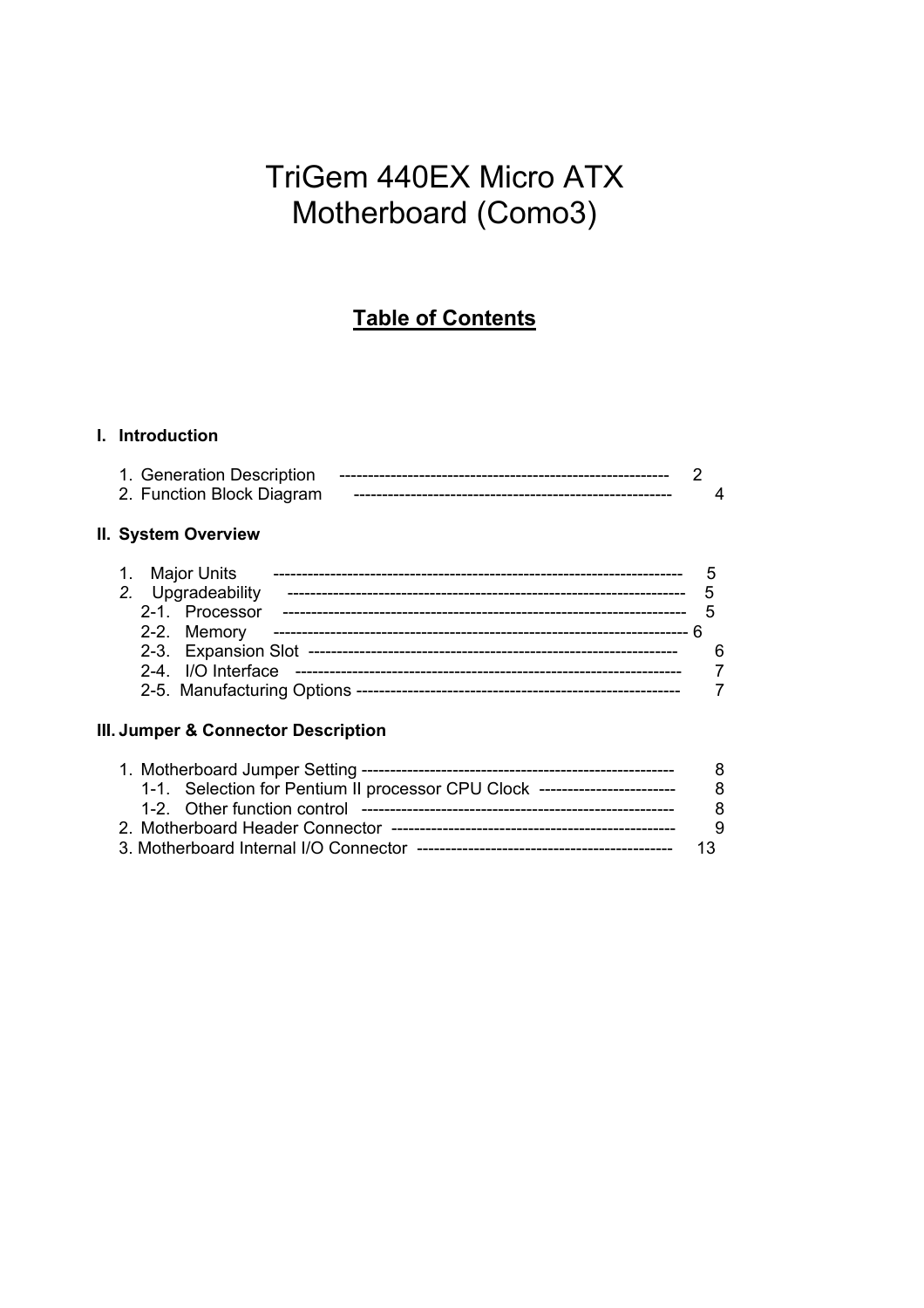# TriGem 440EX Micro ATX Motherboard (Como3)

## Table of Contents

**I. Introduction**

1. Generation Description ---------------------------------------------------------- 2
2. Function Block Diagram -------------------------------------------------------- 4

**II. System Overview**

1. Major Units ------------------------------------------------------------------------ 5
2. Upgradeability --------------------------------------------------------------------- 5
   - 2-1. Processor --------------------------------------------------------------------- 5
   - 2-2. Memory ------------------------------------------------------------------------- 6
   - 2-3. Expansion Slot ---------------------------------------------------------------- 6
   - 2-4. I/O Interface ------------------------------------------------------------------ 7
   - 2-5. Manufacturing Options -------------------------------------------------------- 7

**III. Jumper & Connector Description**

1. Motherboard Jumper Setting ------------------------------------------------------ 8
   - 1-1. Selection for Pentium II processor CPU Clock ------------------------ 8
   - 1-2. Other function control ------------------------------------------------------ 8
2. Motherboard Header Connector ------------------------------------------------- 9
3. Motherboard Internal I/O Connector -------------------------------------------- 13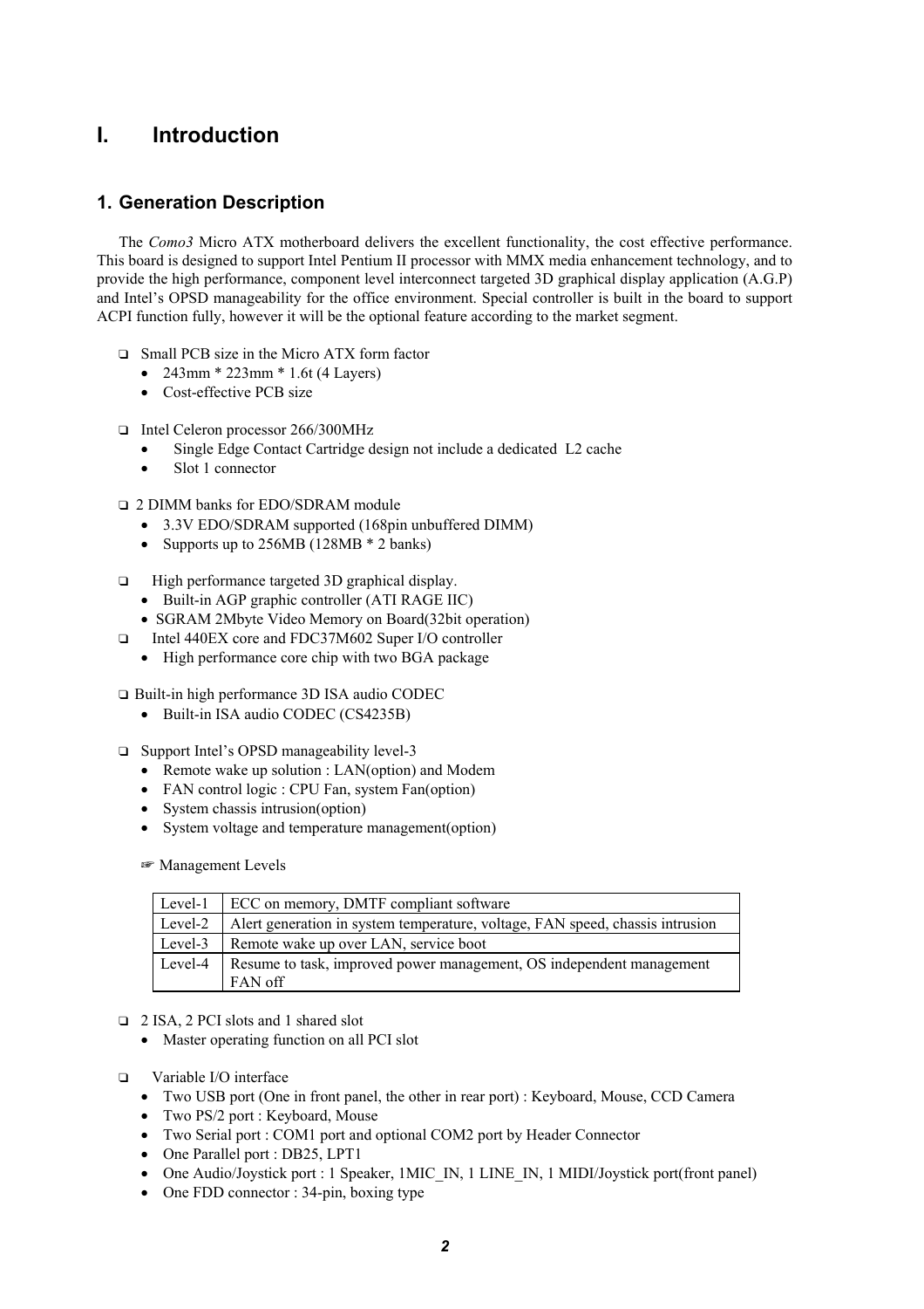# I. Introduction

## 1. Generation Description

The *Como3* Micro ATX motherboard delivers the excellent functionality, the cost effective performance. This board is designed to support Intel Pentium II processor with MMX media enhancement technology, and to provide the high performance, component level interconnect targeted 3D graphical display application (A.G.P) and Intel's OPSD manageability for the office environment. Special controller is built in the board to support ACPI function fully, however it will be the optional feature according to the market segment.

- Small PCB size in the Micro ATX form factor
  - 243mm * 223mm * 1.6t (4 Layers)
  - Cost-effective PCB size

- Intel Celeron processor 266/300MHz
  - Single Edge Contact Cartridge design not include a dedicated L2 cache
  - Slot 1 connector

- 2 DIMM banks for EDO/SDRAM module
  - 3.3V EDO/SDRAM supported (168pin unbuffered DIMM)
  - Supports up to 256MB (128MB * 2 banks)

- High performance targeted 3D graphical display.
  - Built-in AGP graphic controller (ATI RAGE IIC)
  - SGRAM 2Mbyte Video Memory on Board(32bit operation)
- Intel 440EX core and FDC37M602 Super I/O controller
  - High performance core chip with two BGA package

- Built-in high performance 3D ISA audio CODEC
  - Built-in ISA audio CODEC (CS4235B)

- Support Intel's OPSD manageability level-3
  - Remote wake up solution : LAN(option) and Modem
  - FAN control logic : CPU Fan, system Fan(option)
  - System chassis intrusion(option)
  - System voltage and temperature management(option)

☞ Management Levels

| Level | Description |
|---|---|
| Level-1 | ECC on memory, DMTF compliant software |
| Level-2 | Alert generation in system temperature, voltage, FAN speed, chassis intrusion |
| Level-3 | Remote wake up over LAN, service boot |
| Level-4 | Resume to task, improved power management, OS independent management FAN off |

- 2 ISA, 2 PCI slots and 1 shared slot
  - Master operating function on all PCI slot

- Variable I/O interface
  - Two USB port (One in front panel, the other in rear port) : Keyboard, Mouse, CCD Camera
  - Two PS/2 port : Keyboard, Mouse
  - Two Serial port : COM1 port and optional COM2 port by Header Connector
  - One Parallel port : DB25, LPT1
  - One Audio/Joystick port : 1 Speaker, 1MIC_IN, 1 LINE_IN, 1 MIDI/Joystick port(front panel)
  - One FDD connector : 34-pin, boxing type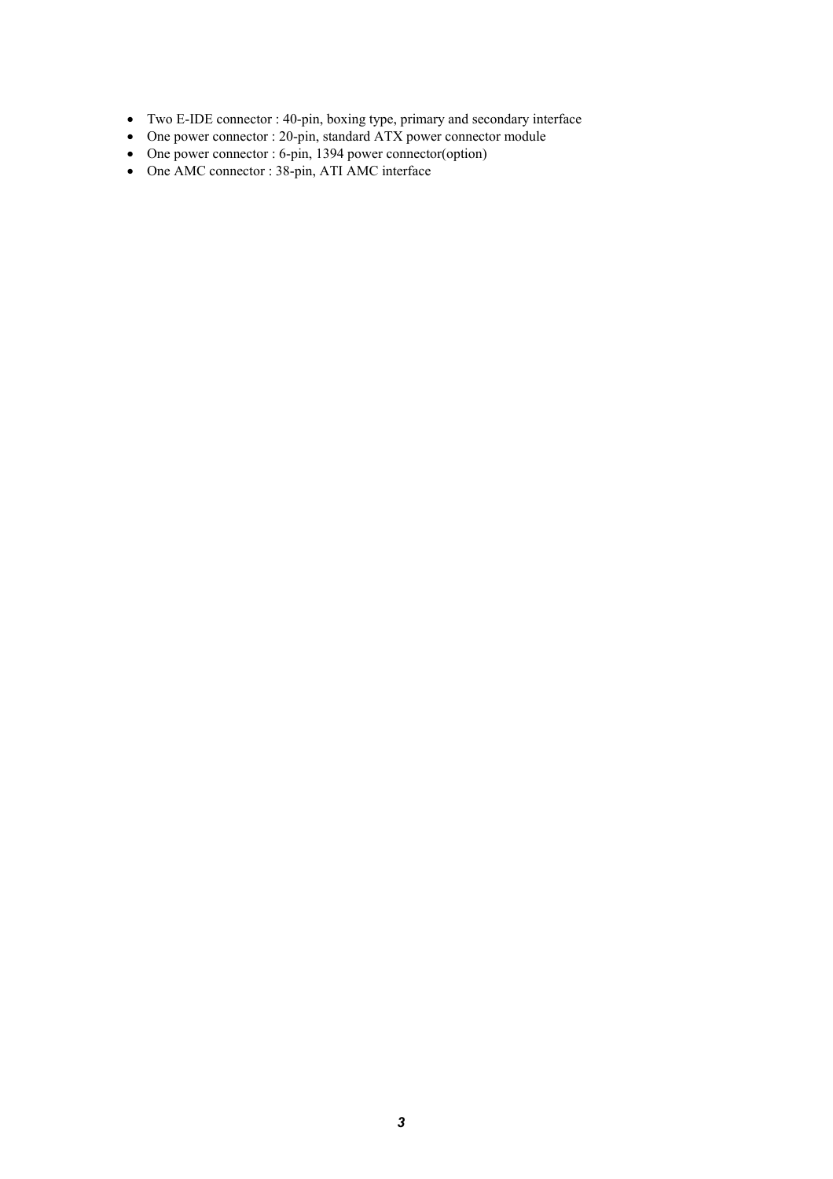- Two E-IDE connector : 40-pin, boxing type, primary and secondary interface
- One power connector : 20-pin, standard ATX power connector module
- One power connector : 6-pin, 1394 power connector(option)
- One AMC connector : 38-pin, ATI AMC interface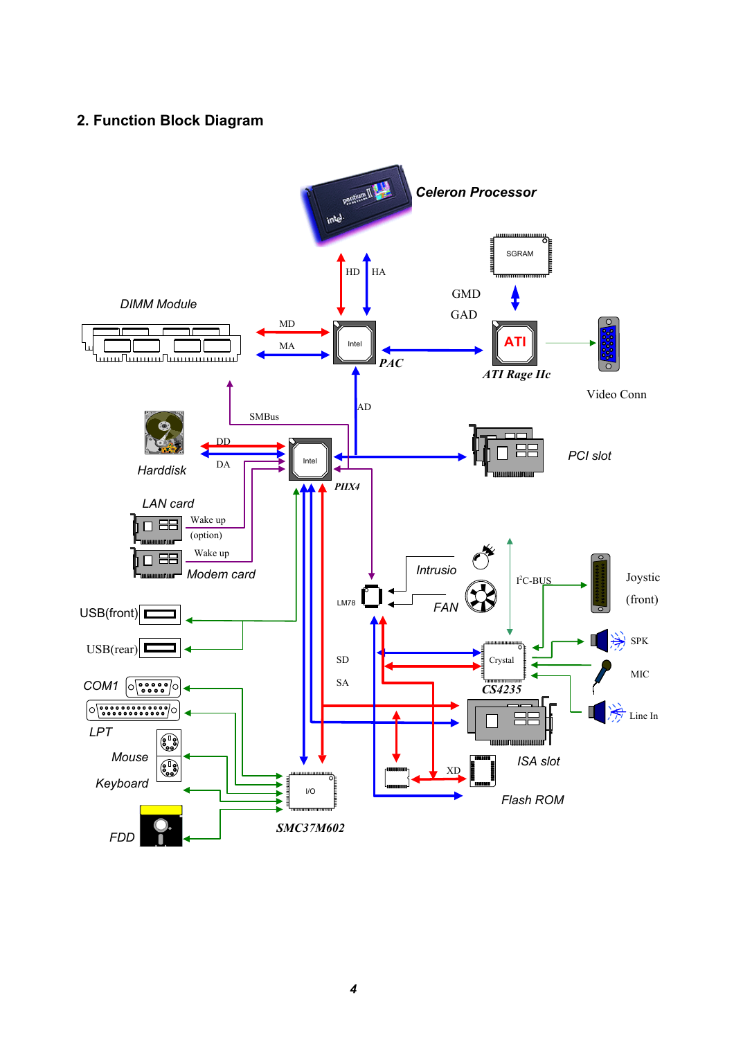## 2. Function Block Diagram

Celeron Processor

HD HA

SGRAM

GMD

GAD

DIMM Module

MD

MA

Intel

PAC

ATI

ATI Rage IIc

Video Conn

AD

SMBus

DD

DA

Intel

PIIX4

PCI slot

Harddisk

LAN card

Wake up

(option)

Wake up

Modem card

Intrusio

LM78

FAN

I²C-BUS

Joystic

(front)

USB(front)

USB(rear)

SD

SA

Crystal

CS4235

SPK

MIC

Line In

COM1

LPT

Mouse

Keyboard

ISA slot

XD

I/O

Flash ROM

SMC37M602

FDD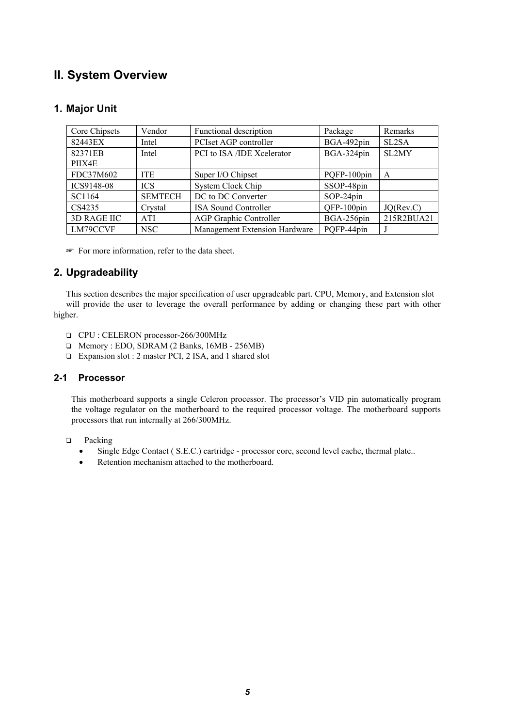## II. System Overview

### 1. Major Unit

| Core Chipsets | Vendor | Functional description | Package | Remarks |
|---|---|---|---|---|
| 82443EX | Intel | PCIset AGP controller | BGA-492pin | SL2SA |
| 82371EB PIIX4E | Intel | PCI to ISA /IDE Xcelerator | BGA-324pin | SL2MY |
| FDC37M602 | ITE | Super I/O Chipset | PQFP-100pin | A |
| ICS9148-08 | ICS | System Clock Chip | SSOP-48pin | |
| SC1164 | SEMTECH | DC to DC Converter | SOP-24pin | |
| CS4235 | Crystal | ISA Sound Controller | QFP-100pin | JQ(Rev.C) |
| 3D RAGE IIC | ATI | AGP Graphic Controller | BGA-256pin | 215R2BUA21 |
| LM79CCVF | NSC | Management Extension Hardware | PQFP-44pin | J |

☞ For more information, refer to the data sheet.

### 2. Upgradeability

This section describes the major specification of user upgradeable part. CPU, Memory, and Extension slot will provide the user to leverage the overall performance by adding or changing these part with other higher.

- CPU : CELERON processor-266/300MHz
- Memory : EDO, SDRAM (2 Banks, 16MB - 256MB)
- Expansion slot : 2 master PCI, 2 ISA, and 1 shared slot

#### 2-1 Processor

This motherboard supports a single Celeron processor. The processor's VID pin automatically program the voltage regulator on the motherboard to the required processor voltage. The motherboard supports processors that run internally at 266/300MHz.

- Packing
  - Single Edge Contact ( S.E.C.) cartridge - processor core, second level cache, thermal plate..
  - Retention mechanism attached to the motherboard.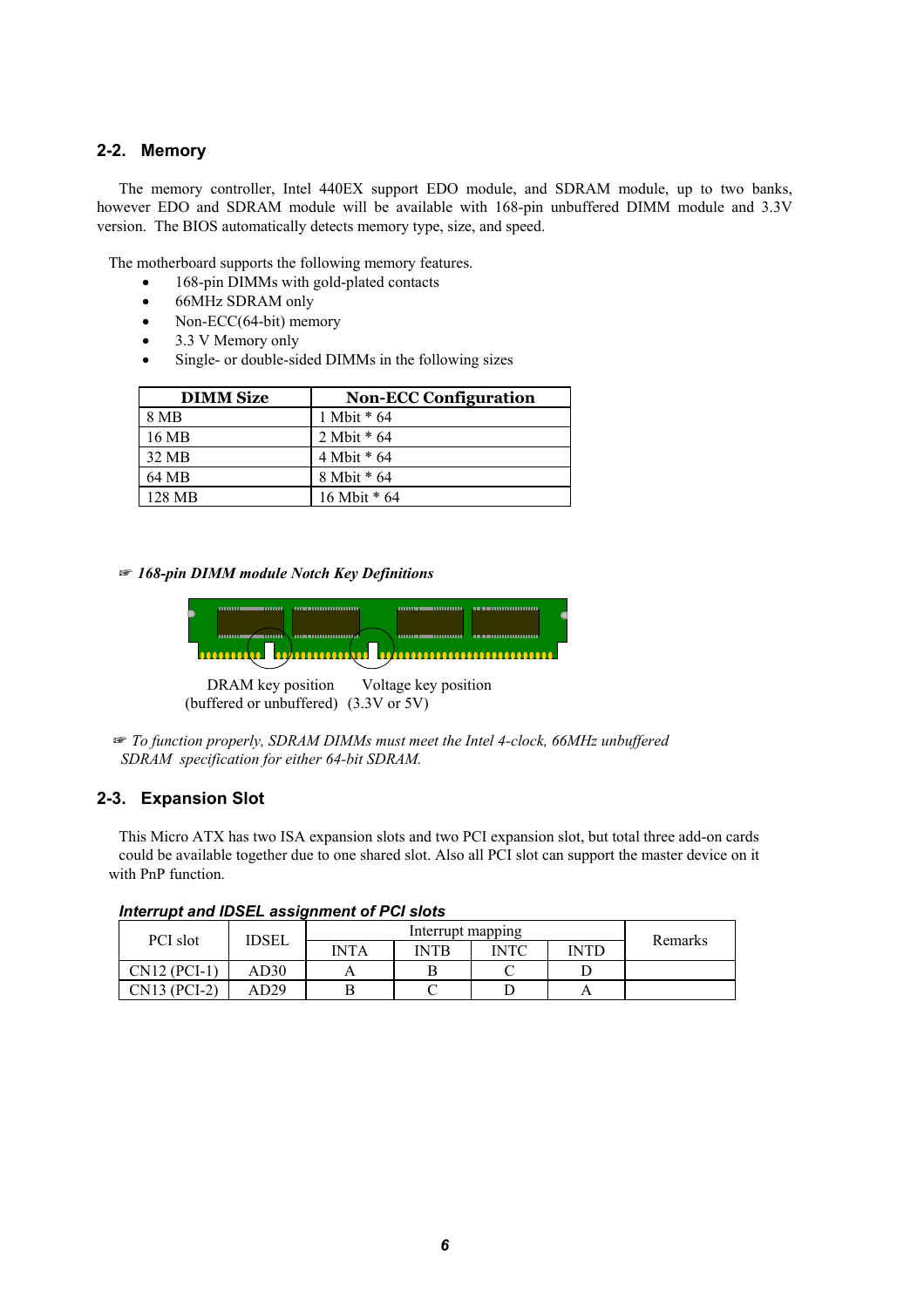## 2-2. Memory

The memory controller, Intel 440EX support EDO module, and SDRAM module, up to two banks, however EDO and SDRAM module will be available with 168-pin unbuffered DIMM module and 3.3V version. The BIOS automatically detects memory type, size, and speed.

The motherboard supports the following memory features.

- 168-pin DIMMs with gold-plated contacts
- 66MHz SDRAM only
- Non-ECC(64-bit) memory
- 3.3 V Memory only
- Single- or double-sided DIMMs in the following sizes

| DIMM Size | Non-ECC Configuration |
|---|---|
| 8 MB | 1 Mbit * 64 |
| 16 MB | 2 Mbit * 64 |
| 32 MB | 4 Mbit * 64 |
| 64 MB | 8 Mbit * 64 |
| 128 MB | 16 Mbit * 64 |

☞ ***168-pin DIMM module Notch Key Definitions***

DRAM key position (buffered or unbuffered)   Voltage key position (3.3V or 5V)

☞ *To function properly, SDRAM DIMMs must meet the Intel 4-clock, 66MHz unbuffered SDRAM specification for either 64-bit SDRAM.*

## 2-3. Expansion Slot

This Micro ATX has two ISA expansion slots and two PCI expansion slot, but total three add-on cards could be available together due to one shared slot. Also all PCI slot can support the master device on it with PnP function.

***Interrupt and IDSEL assignment of PCI slots***

| PCI slot | IDSEL | Interrupt mapping | | | | Remarks |
|---|---|---|---|---|---|---|
| | | INTA | INTB | INTC | INTD | |
| CN12 (PCI-1) | AD30 | A | B | C | D | |
| CN13 (PCI-2) | AD29 | B | C | D | A | |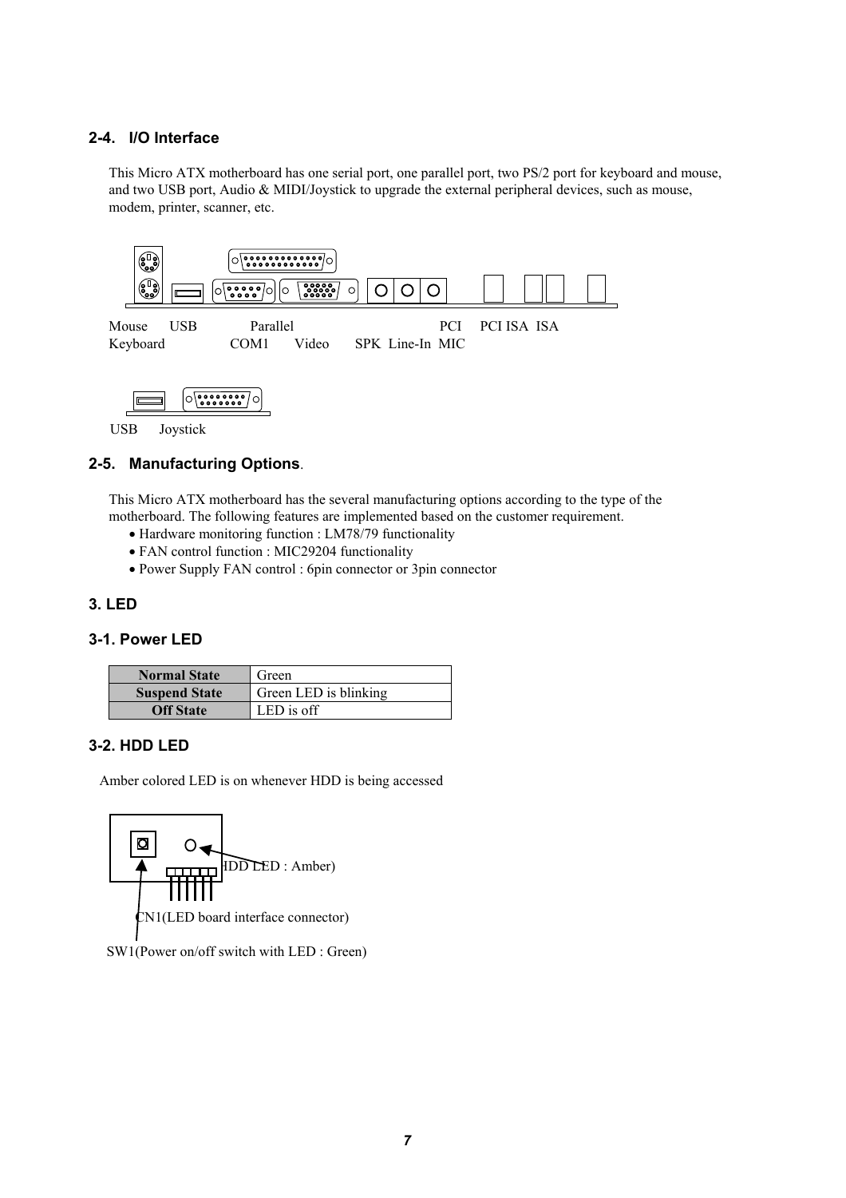## 2-4. I/O Interface

This Micro ATX motherboard has one serial port, one parallel port, two PS/2 port for keyboard and mouse, and two USB port, Audio & MIDI/Joystick to upgrade the external peripheral devices, such as mouse, modem, printer, scanner, etc.

Mouse USB Parallel PCI PCI ISA ISA
Keyboard COM1 Video SPK Line-In MIC

USB Joystick

## 2-5. Manufacturing Options.

This Micro ATX motherboard has the several manufacturing options according to the type of the motherboard. The following features are implemented based on the customer requirement.

- Hardware monitoring function : LM78/79 functionality
- FAN control function : MIC29204 functionality
- Power Supply FAN control : 6pin connector or 3pin connector

## 3. LED

### 3-1. Power LED

| Normal State | Green |
|---|---|
| Suspend State | Green LED is blinking |
| Off State | LED is off |

### 3-2. HDD LED

Amber colored LED is on whenever HDD is being accessed

HDD LED : Amber)

CN1(LED board interface connector)

SW1(Power on/off switch with LED : Green)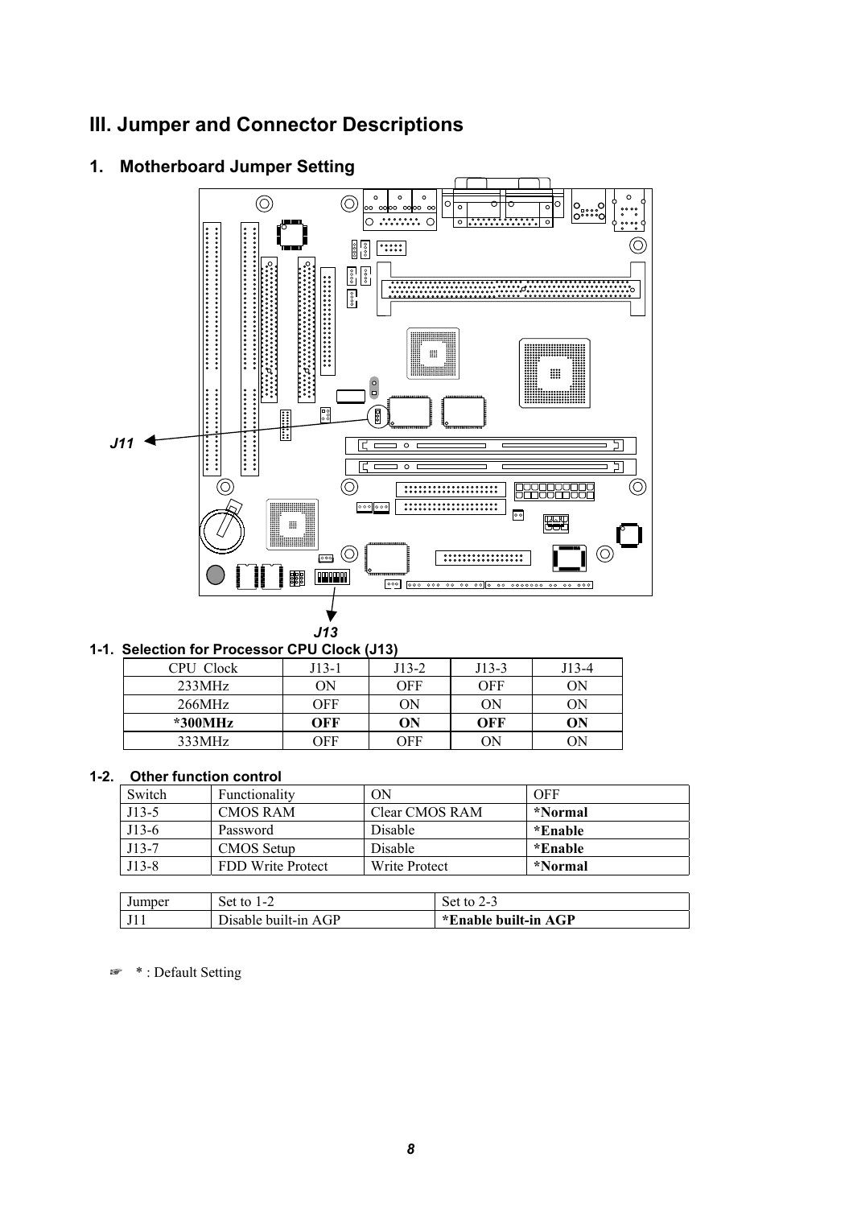# III. Jumper and Connector Descriptions

## 1. Motherboard Jumper Setting

J11

J13

### 1-1. Selection for Processor CPU Clock (J13)

| CPU Clock | J13-1 | J13-2 | J13-3 | J13-4 |
|---|---|---|---|---|
| 233MHz | ON | OFF | OFF | ON |
| 266MHz | OFF | ON | ON | ON |
| **\*300MHz** | **OFF** | **ON** | **OFF** | **ON** |
| 333MHz | OFF | OFF | ON | ON |

### 1-2. Other function control

| Switch | Functionality | ON | OFF |
|---|---|---|---|
| J13-5 | CMOS RAM | Clear CMOS RAM | **\*Normal** |
| J13-6 | Password | Disable | **\*Enable** |
| J13-7 | CMOS Setup | Disable | **\*Enable** |
| J13-8 | FDD Write Protect | Write Protect | **\*Normal** |

| Jumper | Set to 1-2 | Set to 2-3 |
|---|---|---|
| J11 | Disable built-in AGP | **\*Enable built-in AGP** |

☞ * : Default Setting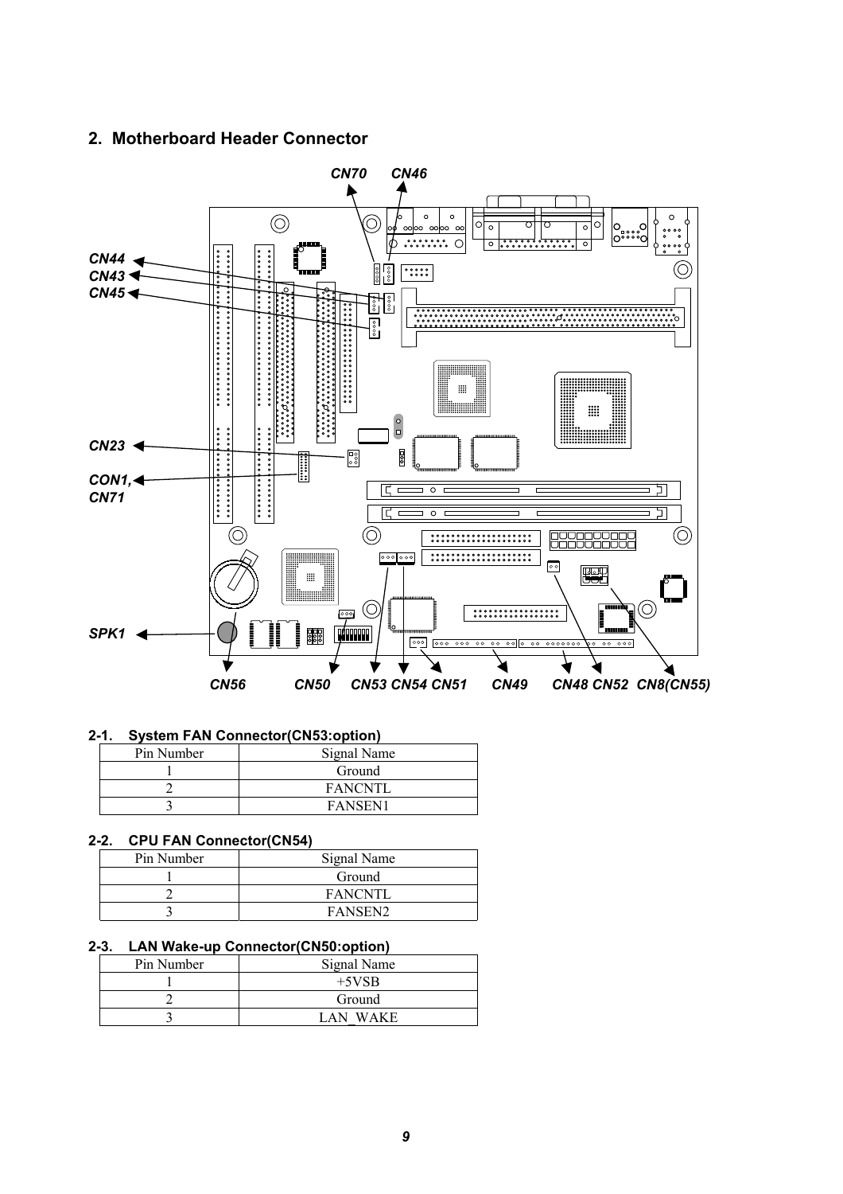## 2. Motherboard Header Connector

### 2-1. System FAN Connector(CN53:option)

| Pin Number | Signal Name |
|---|---|
| 1 | Ground |
| 2 | FANCNTL |
| 3 | FANSEN1 |

### 2-2. CPU FAN Connector(CN54)

| Pin Number | Signal Name |
|---|---|
| 1 | Ground |
| 2 | FANCNTL |
| 3 | FANSEN2 |

### 2-3. LAN Wake-up Connector(CN50:option)

| Pin Number | Signal Name |
|---|---|
| 1 | +5VSB |
| 2 | Ground |
| 3 | LAN_WAKE |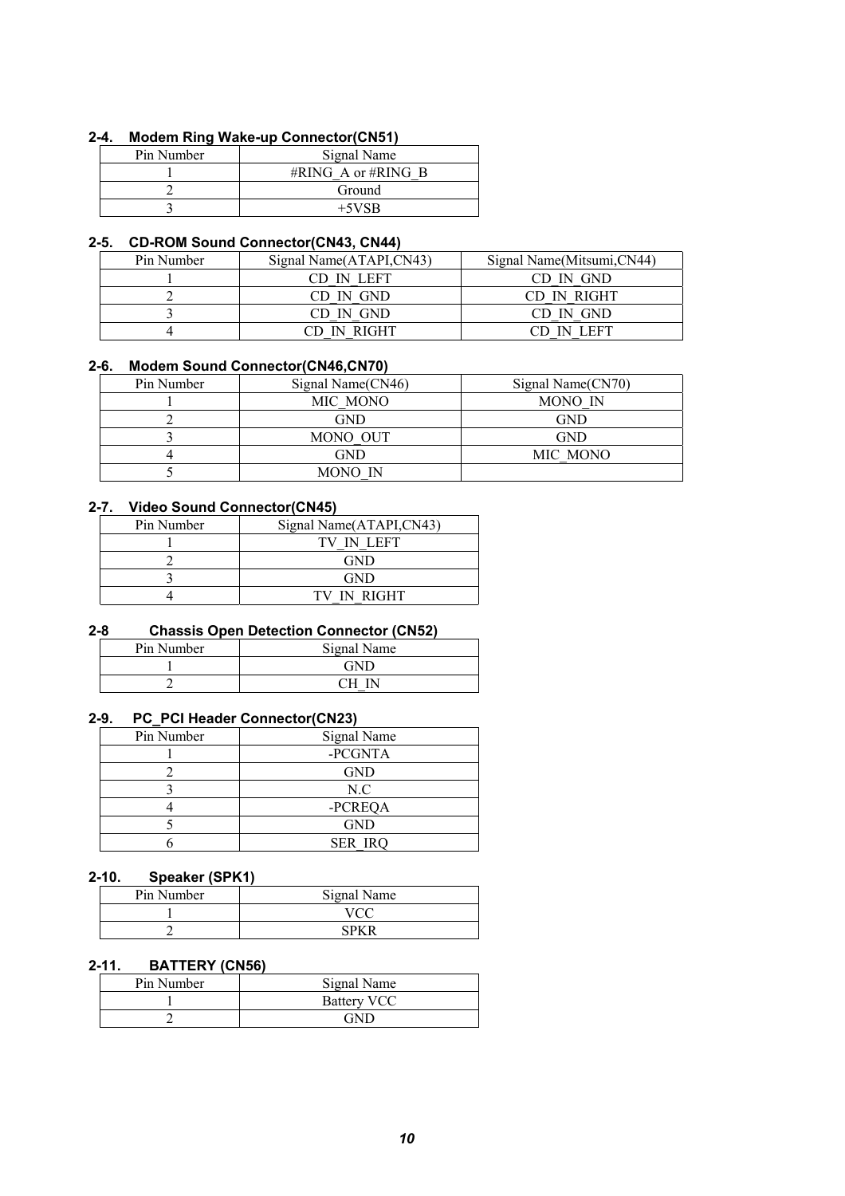### 2-4. Modem Ring Wake-up Connector(CN51)

| Pin Number | Signal Name |
|---|---|
| 1 | #RING_A or #RING_B |
| 2 | Ground |
| 3 | +5VSB |

### 2-5. CD-ROM Sound Connector(CN43, CN44)

| Pin Number | Signal Name(ATAPI,CN43) | Signal Name(Mitsumi,CN44) |
|---|---|---|
| 1 | CD_IN_LEFT | CD_IN_GND |
| 2 | CD_IN_GND | CD_IN_RIGHT |
| 3 | CD_IN_GND | CD_IN_GND |
| 4 | CD_IN_RIGHT | CD_IN_LEFT |

### 2-6. Modem Sound Connector(CN46,CN70)

| Pin Number | Signal Name(CN46) | Signal Name(CN70) |
|---|---|---|
| 1 | MIC_MONO | MONO_IN |
| 2 | GND | GND |
| 3 | MONO_OUT | GND |
| 4 | GND | MIC_MONO |
| 5 | MONO_IN | |

### 2-7. Video Sound Connector(CN45)

| Pin Number | Signal Name(ATAPI,CN43) |
|---|---|
| 1 | TV_IN_LEFT |
| 2 | GND |
| 3 | GND |
| 4 | TV_IN_RIGHT |

### 2-8 Chassis Open Detection Connector (CN52)

| Pin Number | Signal Name |
|---|---|
| 1 | GND |
| 2 | CH_IN |

### 2-9. PC_PCI Header Connector(CN23)

| Pin Number | Signal Name |
|---|---|
| 1 | -PCGNTA |
| 2 | GND |
| 3 | N.C |
| 4 | -PCREQA |
| 5 | GND |
| 6 | SER_IRQ |

### 2-10. Speaker (SPK1)

| Pin Number | Signal Name |
|---|---|
| 1 | VCC |
| 2 | SPKR |

### 2-11. BATTERY (CN56)

| Pin Number | Signal Name |
|---|---|
| 1 | Battery VCC |
| 2 | GND |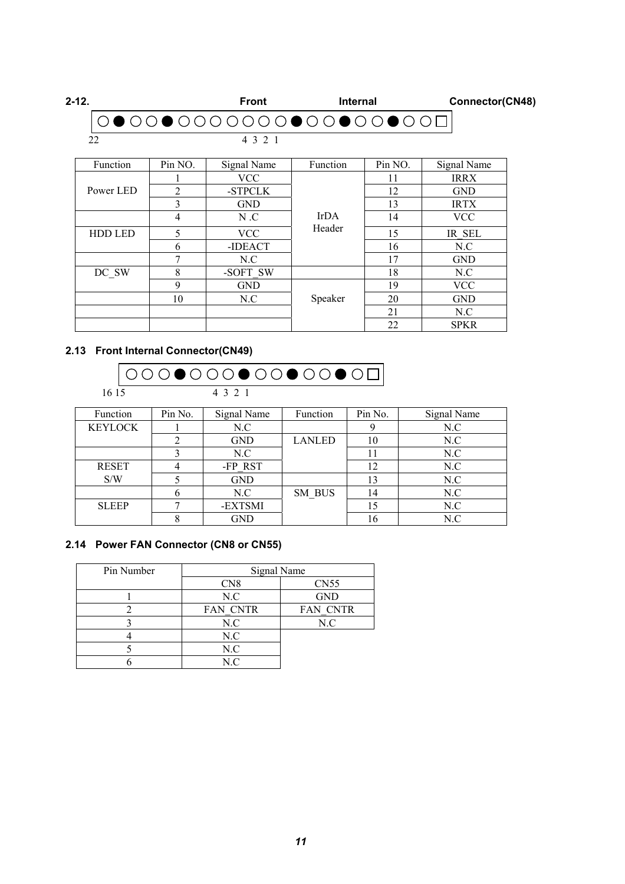## 2-12. Front Internal Connector(CN48)

○●○○●○○○○○○○○●○○●○○●○○□

22 4 3 2 1

| Function | Pin NO. | Signal Name | Function | Pin NO. | Signal Name |
|---|---|---|---|---|---|
| Power LED | 1 | VCC | IrDA Header | 11 | IRRX |
| | 2 | -STPCLK | | 12 | GND |
| | 3 | GND | | 13 | IRTX |
| | 4 | N .C | | 14 | VCC |
| HDD LED | 5 | VCC | | 15 | IR_SEL |
| | 6 | -IDEACT | | 16 | N.C |
| | 7 | N.C | | 17 | GND |
| DC_SW | 8 | -SOFT_SW | | 18 | N.C |
| | 9 | GND | Speaker | 19 | VCC |
| | 10 | N.C | | 20 | GND |
| | | | | 21 | N.C |
| | | | | 22 | SPKR |

## 2.13 Front Internal Connector(CN49)

○○○●○○○●○○●○○●○□

16 15 4 3 2 1

| Function | Pin No. | Signal Name | Function | Pin No. | Signal Name |
|---|---|---|---|---|---|
| KEYLOCK | 1 | N.C | | 9 | N.C |
| | 2 | GND | LANLED | 10 | N.C |
| | 3 | N.C | | 11 | N.C |
| RESET S/W | 4 | -FP_RST | | 12 | N.C |
| | 5 | GND | | 13 | N.C |
| | 6 | N.C | SM_BUS | 14 | N.C |
| SLEEP | 7 | -EXTSMI | | 15 | N.C |
| | 8 | GND | | 16 | N.C |

## 2.14 Power FAN Connector (CN8 or CN55)

| Pin Number | Signal Name | |
|---|---|---|
| | CN8 | CN55 |
| 1 | N.C | GND |
| 2 | FAN_CNTR | FAN_CNTR |
| 3 | N.C | N.C |
| 4 | N.C | |
| 5 | N.C | |
| 6 | N.C | |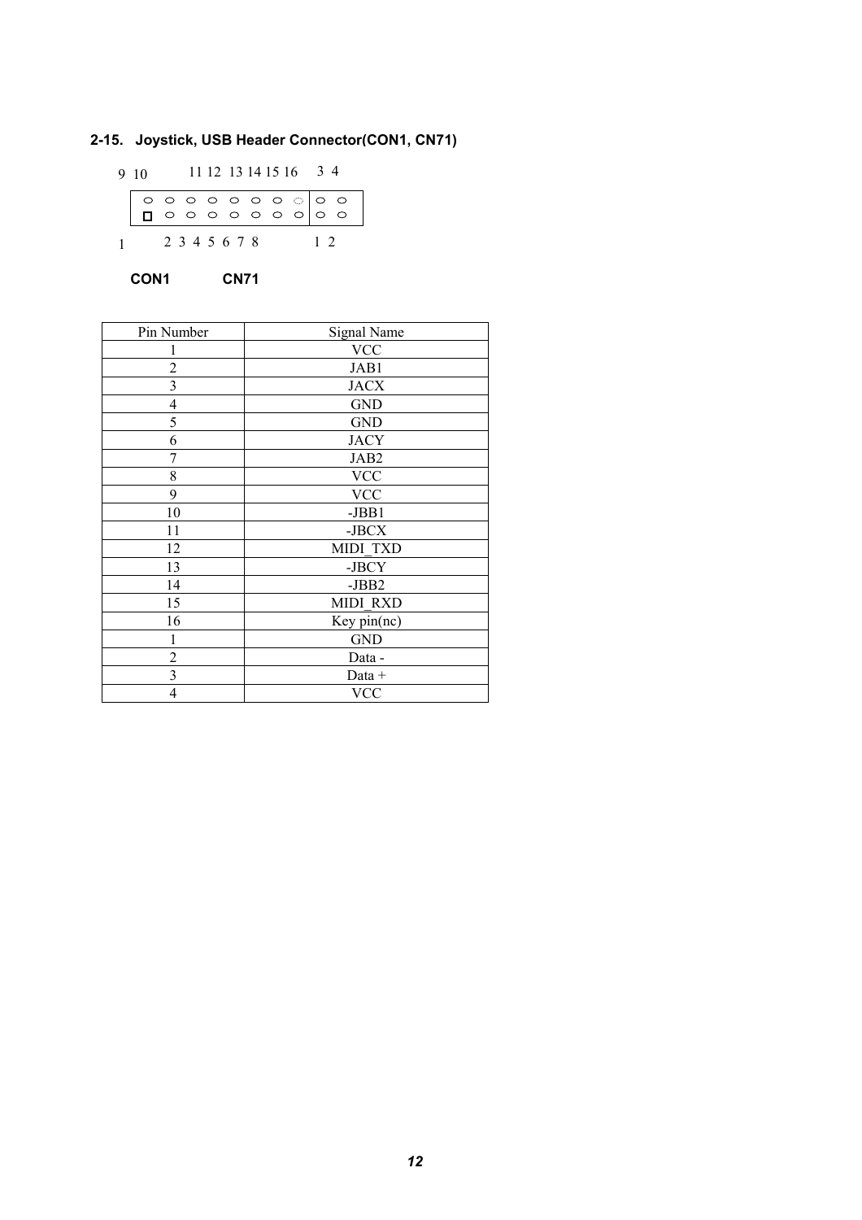## 2-15. Joystick, USB Header Connector(CON1, CN71)

```
9 10        11 12  13 14 15 16    3  4

 ○  ○  ○  ○  ○  ○  ○  ◌ | ○  ○
 □  ○  ○  ○  ○  ○  ○  ○ | ○  ○

1       2  3  4  5  6  7  8        1  2
```

**CON1** **CN71**

| Pin Number | Signal Name |
|---|---|
| 1 | VCC |
| 2 | JAB1 |
| 3 | JACX |
| 4 | GND |
| 5 | GND |
| 6 | JACY |
| 7 | JAB2 |
| 8 | VCC |
| 9 | VCC |
| 10 | -JBB1 |
| 11 | -JBCX |
| 12 | MIDI_TXD |
| 13 | -JBCY |
| 14 | -JBB2 |
| 15 | MIDI_RXD |
| 16 | Key pin(nc) |
| 1 | GND |
| 2 | Data - |
| 3 | Data + |
| 4 | VCC |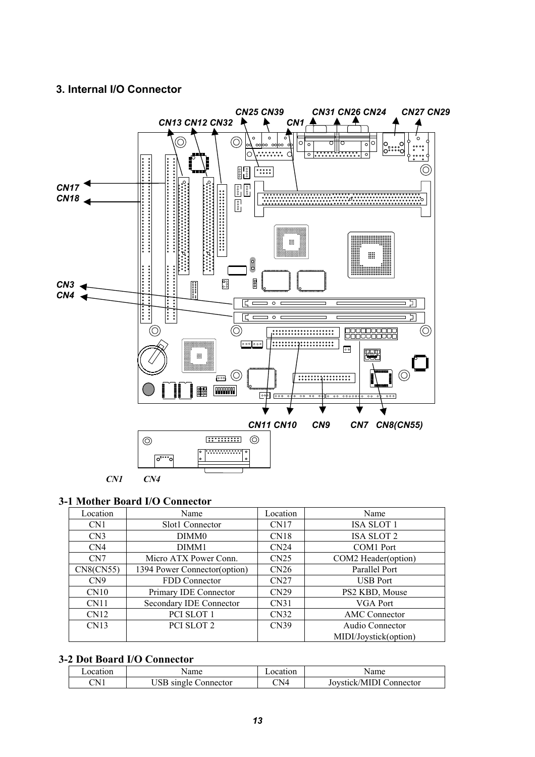# 3. Internal I/O Connector

CN25 CN39
CN31 CN26 CN24
CN27 CN29
CN13 CN12 CN32
CN1
CN17
CN18
CN3
CN4
CN11 CN10
CN9
CN7
CN8(CN55)
CN1
CN4

## 3-1 Mother Board I/O Connector

| Location | Name | Location | Name |
|---|---|---|---|
| CN1 | Slot1 Connector | CN17 | ISA SLOT 1 |
| CN3 | DIMM0 | CN18 | ISA SLOT 2 |
| CN4 | DIMM1 | CN24 | COM1 Port |
| CN7 | Micro ATX Power Conn. | CN25 | COM2 Header(option) |
| CN8(CN55) | 1394 Power Connector(option) | CN26 | Parallel Port |
| CN9 | FDD Connector | CN27 | USB Port |
| CN10 | Primary IDE Connector | CN29 | PS2 KBD, Mouse |
| CN11 | Secondary IDE Connector | CN31 | VGA Port |
| CN12 | PCI SLOT 1 | CN32 | AMC Connector |
| CN13 | PCI SLOT 2 | CN39 | Audio Connector MIDI/Joystick(option) |

## 3-2 Dot Board I/O Connector

| Location | Name | Location | Name |
|---|---|---|---|
| CN1 | USB single Connector | CN4 | Joystick/MIDI Connector |